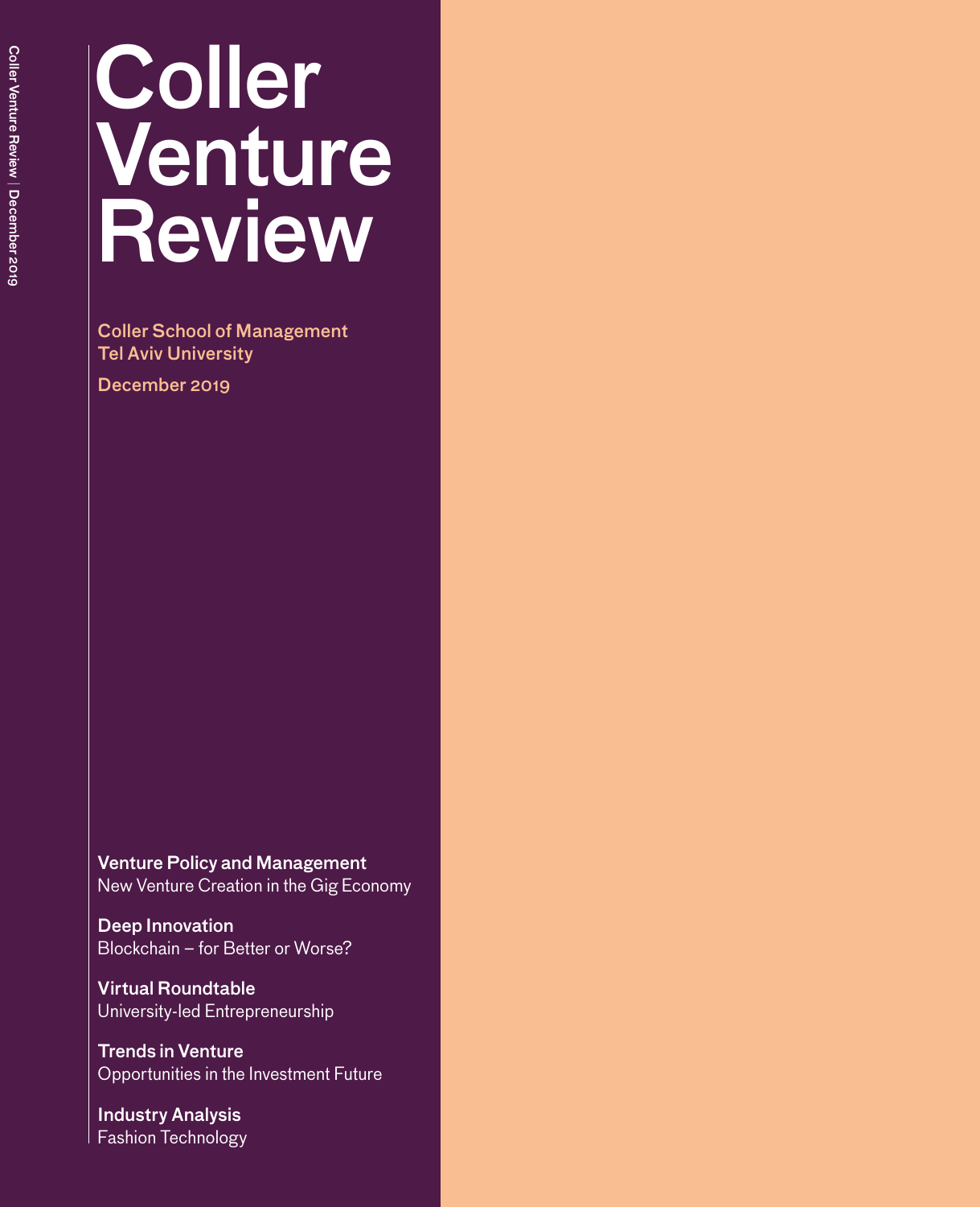# Coller Venture Review

Coller School of Management
Tel Aviv University

December 2019

**Venture Policy and Management**
New Venture Creation in the Gig Economy

**Deep Innovation**
Blockchain – for Better or Worse?

**Virtual Roundtable**
University-led Entrepreneurship

**Trends in Venture**
Opportunities in the Investment Future

**Industry Analysis**
Fashion Technology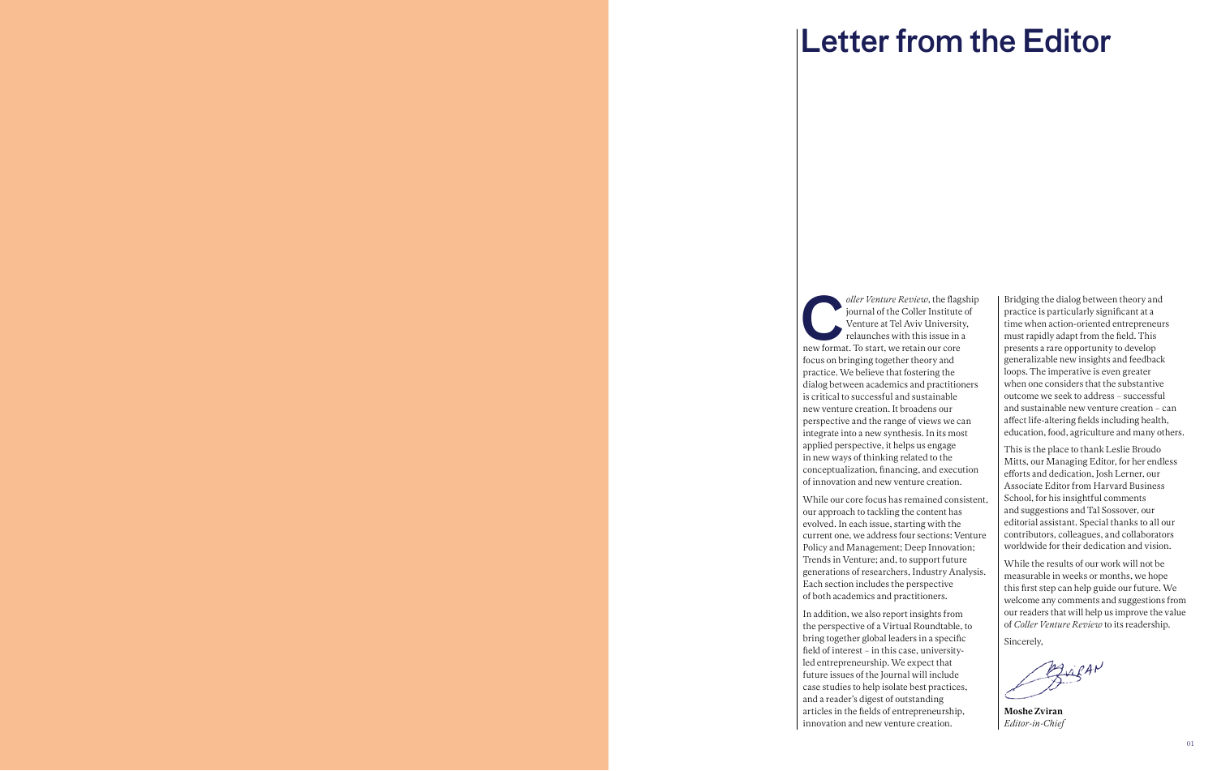# Letter from the Editor

*Coller Venture Review*, the flagship journal of the Coller Institute of Venture at Tel Aviv University, relaunches with this issue in a new format. To start, we retain our core focus on bringing together theory and practice. We believe that fostering the dialog between academics and practitioners is critical to successful and sustainable new venture creation. It broadens our perspective and the range of views we can integrate into a new synthesis. In its most applied perspective, it helps us engage in new ways of thinking related to the conceptualization, financing, and execution of innovation and new venture creation.

While our core focus has remained consistent, our approach to tackling the content has evolved. In each issue, starting with the current one, we address four sections: Venture Policy and Management; Deep Innovation; Trends in Venture; and, to support future generations of researchers, Industry Analysis. Each section includes the perspective of both academics and practitioners.

In addition, we also report insights from the perspective of a Virtual Roundtable, to bring together global leaders in a specific field of interest – in this case, university-led entrepreneurship. We expect that future issues of the Journal will include case studies to help isolate best practices, and a reader's digest of outstanding articles in the fields of entrepreneurship, innovation and new venture creation.

Bridging the dialog between theory and practice is particularly significant at a time when action-oriented entrepreneurs must rapidly adapt from the field. This presents a rare opportunity to develop generalizable new insights and feedback loops. The imperative is even greater when one considers that the substantive outcome we seek to address – successful and sustainable new venture creation – can affect life-altering fields including health, education, food, agriculture and many others.

This is the place to thank Leslie Broudo Mitts, our Managing Editor, for her endless efforts and dedication, Josh Lerner, our Associate Editor from Harvard Business School, for his insightful comments and suggestions and Tal Sossover, our editorial assistant. Special thanks to all our contributors, colleagues, and collaborators worldwide for their dedication and vision.

While the results of our work will not be measurable in weeks or months, we hope this first step can help guide our future. We welcome any comments and suggestions from our readers that will help us improve the value of *Coller Venture Review* to its readership.

Sincerely,

**Moshe Zviran**
*Editor-in-Chief*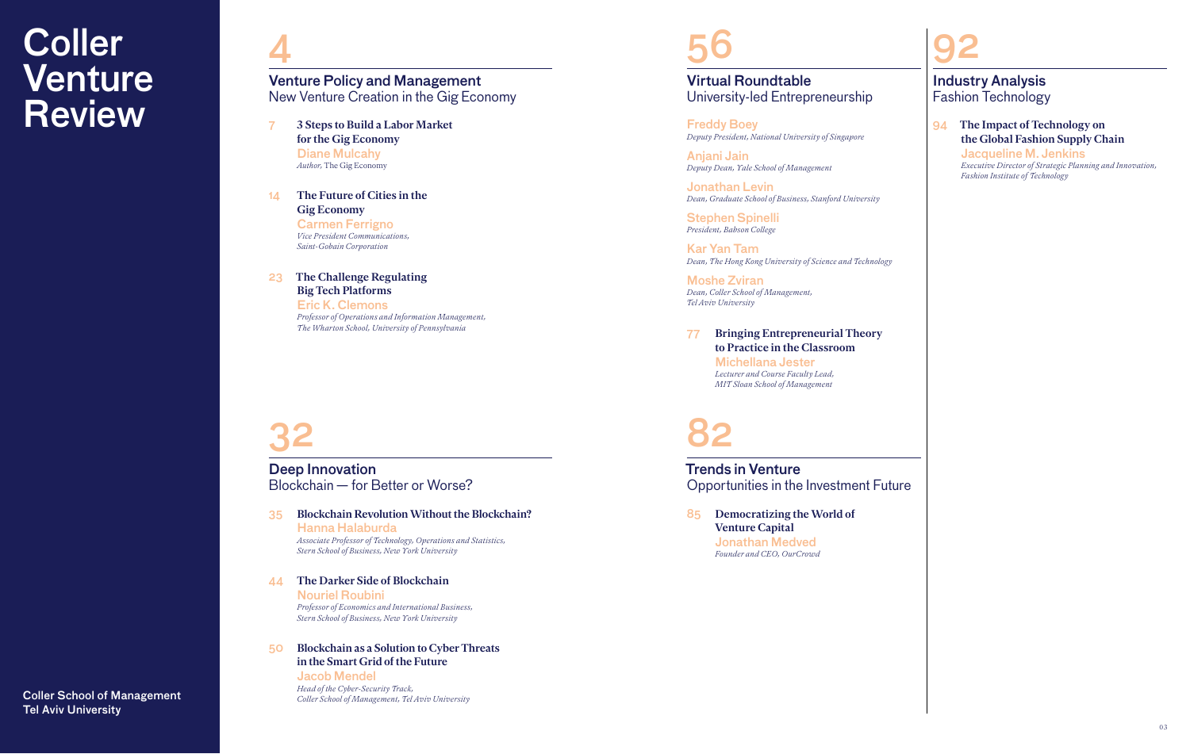# Coller Venture Review

## 4

### Venture Policy and Management
New Venture Creation in the Gig Economy

7 **3 Steps to Build a Labor Market for the Gig Economy**
Diane Mulcahy
*Author,* The Gig Economy

14 **The Future of Cities in the Gig Economy**
Carmen Ferrigno
*Vice President Communications, Saint-Gobain Corporation*

23 **The Challenge Regulating Big Tech Platforms**
Eric K. Clemons
*Professor of Operations and Information Management, The Wharton School, University of Pennsylvania*

## 32

### Deep Innovation
Blockchain — for Better or Worse?

35 **Blockchain Revolution Without the Blockchain?**
Hanna Halaburda
*Associate Professor of Technology, Operations and Statistics, Stern School of Business, New York University*

44 **The Darker Side of Blockchain**
Nouriel Roubini
*Professor of Economics and International Business, Stern School of Business, New York University*

50 **Blockchain as a Solution to Cyber Threats in the Smart Grid of the Future**
Jacob Mendel
*Head of the Cyber-Security Track, Coller School of Management, Tel Aviv University*

## 56

### Virtual Roundtable
University-led Entrepreneurship

Freddy Boey
*Deputy President, National University of Singapore*

Anjani Jain
*Deputy Dean, Yale School of Management*

Jonathan Levin
*Dean, Graduate School of Business, Stanford University*

Stephen Spinelli
*President, Babson College*

Kar Yan Tam
*Dean, The Hong Kong University of Science and Technology*

Moshe Zviran
*Dean, Coller School of Management, Tel Aviv University*

77 **Bringing Entrepreneurial Theory to Practice in the Classroom**
Michellana Jester
*Lecturer and Course Faculty Lead, MIT Sloan School of Management*

## 82

### Trends in Venture
Opportunities in the Investment Future

85 **Democratizing the World of Venture Capital**
Jonathan Medved
*Founder and CEO, OurCrowd*

## 92

### Industry Analysis
Fashion Technology

94 **The Impact of Technology on the Global Fashion Supply Chain**
Jacqueline M. Jenkins
*Executive Director of Strategic Planning and Innovation, Fashion Institute of Technology*

Coller School of Management
Tel Aviv University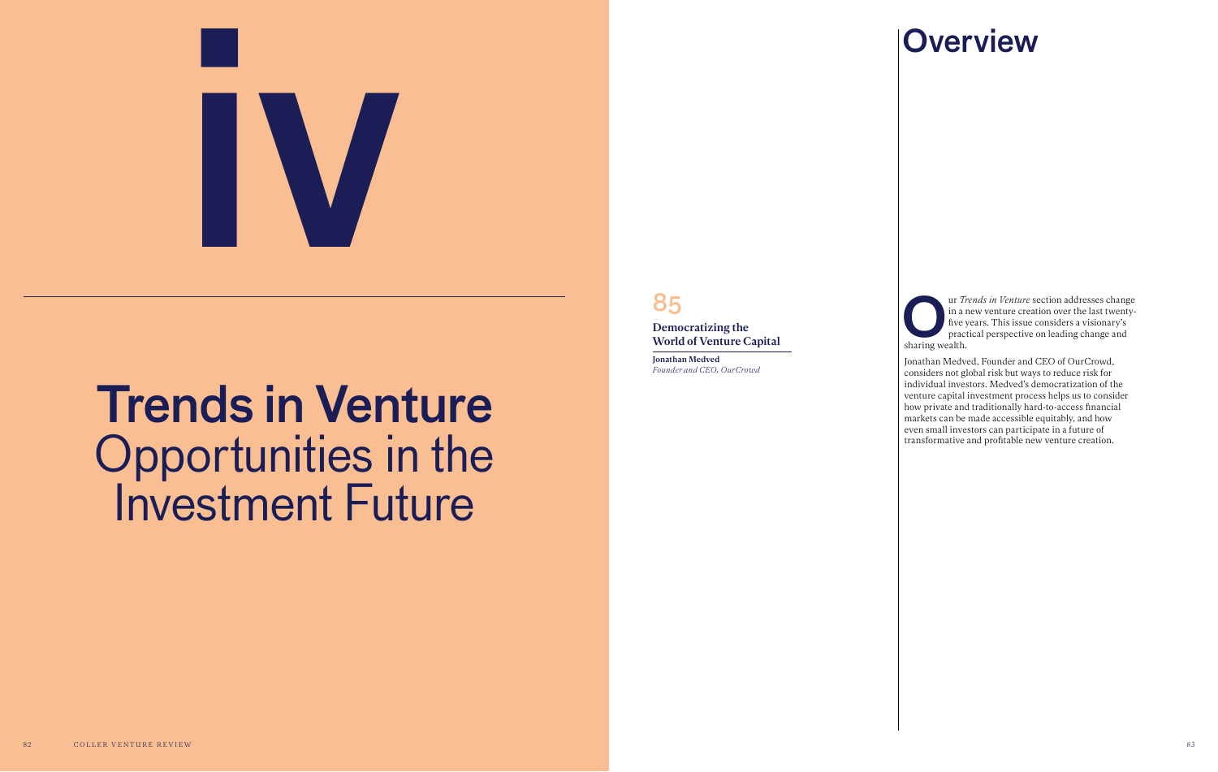# iv

# Trends in Venture

## Opportunities in the Investment Future

85

**Democratizing the World of Venture Capital**

**Jonathan Medved**
*Founder and CEO, OurCrowd*

# Overview

Our *Trends in Venture* section addresses change in a new venture creation over the last twenty-five years. This issue considers a visionary's practical perspective on leading change and sharing wealth.

Jonathan Medved, Founder and CEO of OurCrowd, considers not global risk but ways to reduce risk for individual investors. Medved's democratization of the venture capital investment process helps us to consider how private and traditionally hard-to-access financial markets can be made accessible equitably, and how even small investors can participate in a future of transformative and profitable new venture creation.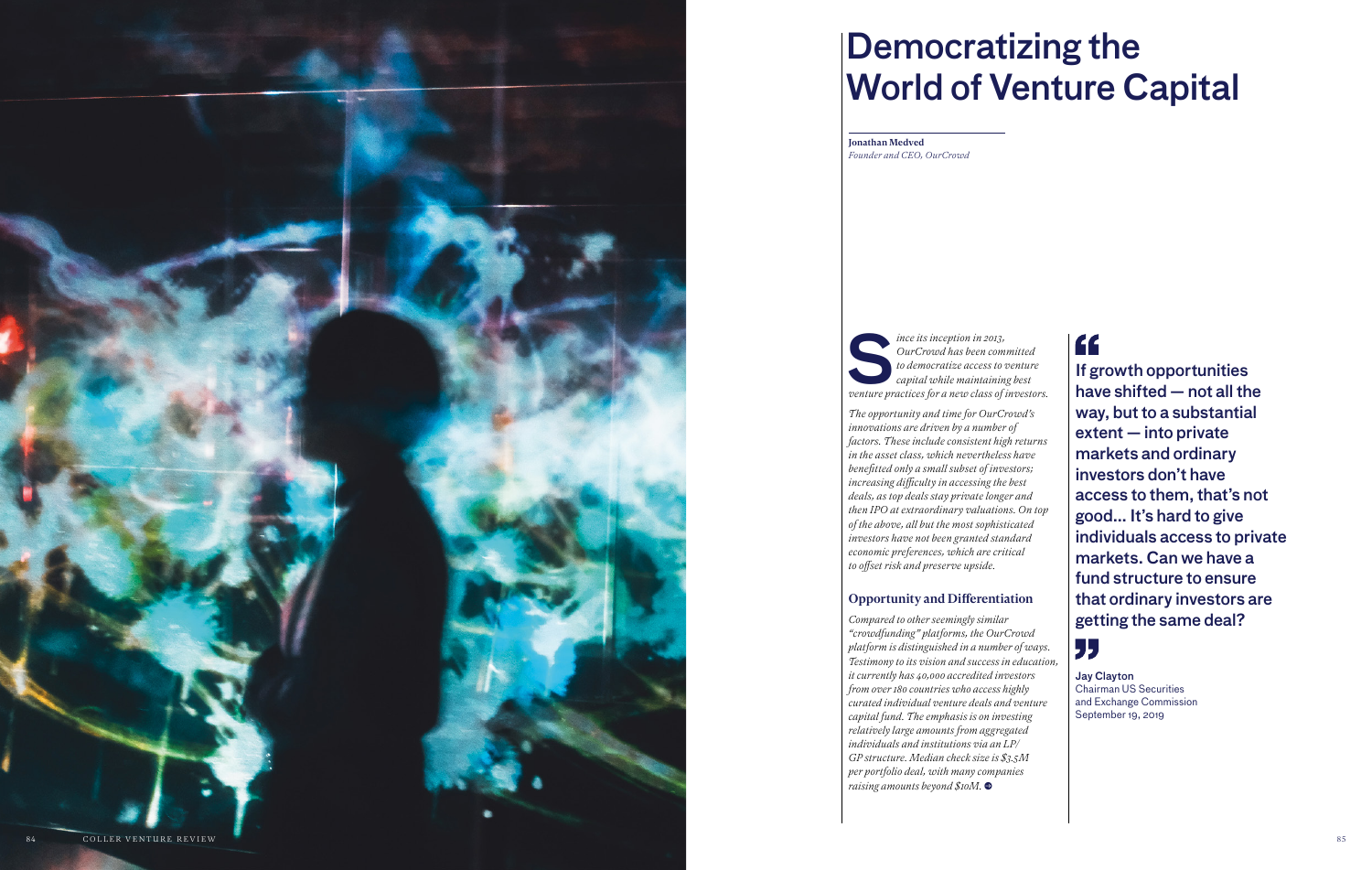# Democratizing the World of Venture Capital

**Jonathan Medved**
*Founder and CEO, OurCrowd*

*Since its inception in 2013, OurCrowd has been committed to democratize access to venture capital while maintaining best venture practices for a new class of investors.*

*The opportunity and time for OurCrowd's innovations are driven by a number of factors. These include consistent high returns in the asset class, which nevertheless have benefitted only a small subset of investors; increasing difficulty in accessing the best deals, as top deals stay private longer and then IPO at extraordinary valuations. On top of the above, all but the most sophisticated investors have not been granted standard economic preferences, which are critical to offset risk and preserve upside.*

## Opportunity and Differentiation

*Compared to other seemingly similar "crowdfunding" platforms, the OurCrowd platform is distinguished in a number of ways. Testimony to its vision and success in education, it currently has 40,000 accredited investors from over 180 countries who access highly curated individual venture deals and venture capital fund. The emphasis is on investing relatively large amounts from aggregated individuals and institutions via an LP/GP structure. Median check size is $3.5M per portfolio deal, with many companies raising amounts beyond $10M.*

> **If growth opportunities have shifted — not all the way, but to a substantial extent — into private markets and ordinary investors don't have access to them, that's not good... It's hard to give individuals access to private markets. Can we have a fund structure to ensure that ordinary investors are getting the same deal?**
>
> **Jay Clayton**
> Chairman US Securities and Exchange Commission
> September 19, 2019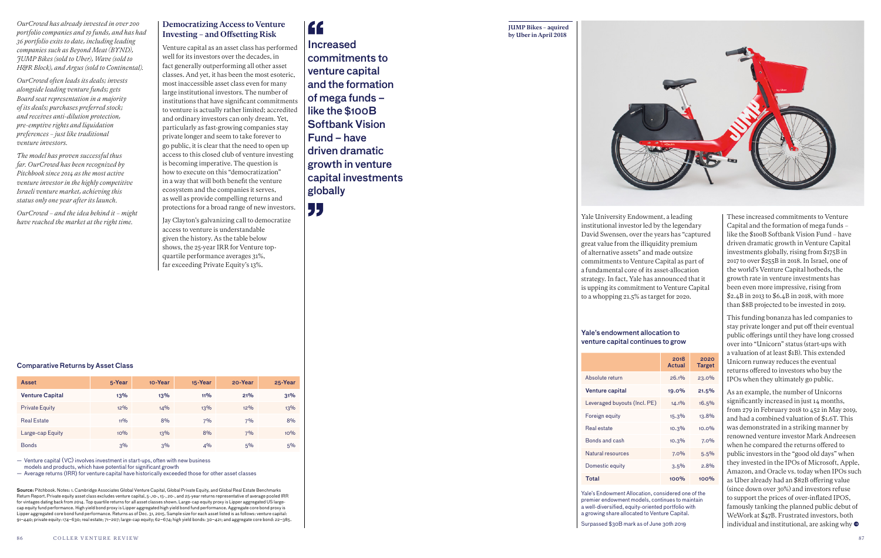*OurCrowd has already invested in over 200 portfolio companies and 19 funds, and has had 36 portfolio exits to date, including leading companies such as Beyond Meat (BYND), JUMP Bikes (sold to Uber), Wave (sold to H&R Block), and Argus (sold to Continental).*

*OurCrowd often leads its deals; invests alongside leading venture funds; gets Board seat representation in a majority of its deals; purchases preferred stock; and receives anti-dilution protection, pre-emptive rights and liquidation preferences – just like traditional venture investors.*

*The model has proven successful thus far. OurCrowd has been recognized by Pitchbook since 2014 as the most active venture investor in the highly competitive Israeli venture market, achieving this status only one year after its launch.*

*OurCrowd – and the idea behind it – might have reached the market at the right time.*

## Democratizing Access to Venture Investing – and Offsetting Risk

Venture capital as an asset class has performed well for its investors over the decades, in fact generally outperforming all other asset classes. And yet, it has been the most esoteric, most inaccessible asset class even for many large institutional investors. The number of institutions that have significant commitments to venture is actually rather limited; accredited and ordinary investors can only dream. Yet, particularly as fast-growing companies stay private longer and seem to take forever to go public, it is clear that the need to open up access to this closed club of venture investing is becoming imperative. The question is how to execute on this "democratization" in a way that will both benefit the venture ecosystem and the companies it serves, as well as provide compelling returns and protections for a broad range of new investors.

Jay Clayton's galvanizing call to democratize access to venture is understandable given the history. As the table below shows, the 25-year IRR for Venture top-quartile performance averages 31%, far exceeding Private Equity's 13%.

> **Increased commitments to venture capital and the formation of mega funds – like the $100B Softbank Vision Fund – have driven dramatic growth in venture capital investments globally**

### Comparative Returns by Asset Class

| Asset | 5-Year | 10-Year | 15-Year | 20-Year | 25-Year |
|---|---|---|---|---|---|
| **Venture Capital** | **13%** | **13%** | **11%** | **21%** | **31%** |
| Private Equity | 12% | 14% | 13% | 12% | 13% |
| Real Estate | 11% | 8% | 7% | 7% | 8% |
| Large-cap Equity | 10% | 13% | 8% | 7% | 10% |
| Bonds | 3% | 3% | 4% | 5% | 5% |

— Venture capital (VC) involves investment in start-ups, often with new business models and products, which have potential for significant growth

— Average returns (IRR) for venture capital have historically exceeded those for other asset classes

**Source:** Pitchbook. Notes: 1. Cambridge Associates Global Venture Capital, Global Private Equity, and Global Real Estate Benchmarks Return Report. Private equity asset class excludes venture capital, 5-,10-, 15-, 20-, and 25-year returns representative of average pooled IRR for vintages dating back from 2014. Top quartile returns for all asset classes shown. Large-cap equity proxy is Lipper aggregated US large-cap equity fund performance. High yield bond proxy is Lipper aggregated high yield bond fund performance. Aggregate core bond proxy is Lipper aggregated core bond fund performance. Returns as of Dec. 31, 2015. Sample size for each asset listed is as follows: venture capital: 91–440; private equity: 174–630; real estate; 71–207; large-cap equity; 62–674; high yield bonds: 30–421; and aggregate core bond: 22–385.

**JUMP Bikes – aquired by Uber in April 2018**

Yale University Endowment, a leading institutional investor led by the legendary David Swensen, over the years has "captured great value from the illiquidity premium of alternative assets" and made outsize commitments to Venture Capital as part of a fundamental core of its asset-allocation strategy. In fact, Yale has announced that it is upping its commitment to Venture Capital to a whopping 21.5% as target for 2020.

### Yale's endowment allocation to venture capital continues to grow

| | 2018 Actual | 2020 Target |
|---|---|---|
| Absolute return | 26.1% | 23.0% |
| **Venture capital** | **19.0%** | **21.5%** |
| Leveraged buyouts (Incl. PE) | 14.1% | 16.5% |
| Foreign equity | 15.3% | 13.8% |
| Real estate | 10.3% | 10.0% |
| Bonds and cash | 10.3% | 7.0% |
| Natural resources | 7.0% | 5.5% |
| Domestic equity | 3.5% | 2.8% |
| **Total** | **100%** | **100%** |

Yale's Endowment Allocation, considered one of the premier endowment models, continues to maintain a well-diversified, equity-oriented portfolio with a growing share allocated to Venture Capital.

Surpassed $30B mark as of June 30th 2019

These increased commitments to Venture Capital and the formation of mega funds – like the $100B Softbank Vision Fund – have driven dramatic growth in Venture Capital investments globally, rising from $175B in 2017 to over $255B in 2018. In Israel, one of the world's Venture Capital hotbeds, the growth rate in venture investments has been even more impressive, rising from $2.4B in 2013 to $6.4B in 2018, with more than $8B projected to be invested in 2019.

This funding bonanza has led companies to stay private longer and put off their eventual public offerings until they have long crossed over into "Unicorn" status (start-ups with a valuation of at least $1B). This extended Unicorn runway reduces the eventual returns offered to investors who buy the IPOs when they ultimately go public.

As an example, the number of Unicorns significantly increased in just 14 months, from 279 in February 2018 to 452 in May 2019, and had a combined valuation of $1.6T. This was demonstrated in a striking manner by renowned venture investor Mark Andreesen when he compared the returns offered to public investors in the "good old days" when they invested in the IPOs of Microsoft, Apple, Amazon, and Oracle vs. today when IPOs such as Uber already had an $82B offering value (since down over 30%) and investors refuse to support the prices of over-inflated IPOS, famously tanking the planned public debut of WeWork at $47B. Frustrated investors, both individual and institutional, are asking why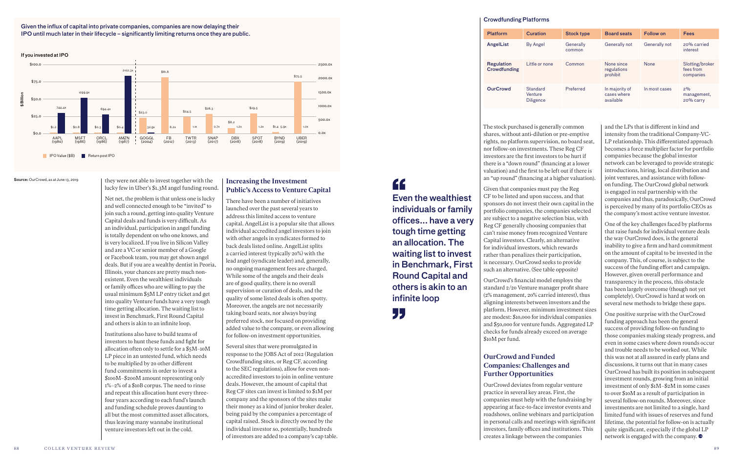Given the influx of capital into private companies, companies are now delaying their IPO until much later in their lifecycle – significantly limiting returns once they are public.

**If you invested at IPO**

| Company | IPO Value ($B) | Return post IPO |
|---|---|---|
| AAPL (1980) | $1.2 | 744.4x |
| MSFT (1986) | $0.8 | 1299.9x |
| ORCL (1986) | $0.3 | 694.4x |
| AMZN (1987) | $0.4 | 2102.3x |
| GOGGL (2004) | $23.0 | 32.9x |
| FB (2012) | $81.8 | 6.2x |
| TWTR (2013) | $24.5 | 1.1x |
| SNAP (2017) | $28.3 | 0.7x |
| DBX (2018) | $8.2 | 1.2x |
| SPOT (2018) | $29.5 | 1.2x |
| BYND (2019) | $1.4 | 5.9x |
| UBER (2019) | $75.5 | 1.0x |

Source: OurCrowd, as at June 13, 2019

they were not able to invest together with the lucky few in Uber's $1.3M angel funding round.

Net net, the problem is that unless one is lucky and well connected enough to be "invited" to join such a round, getting into quality Venture Capital deals and funds is very difficult. As an individual, participation in angel funding is totally dependent on who one knows, and is very localized. If you live in Silicon Valley and are a VC or senior member of a Google or Facebook team, you may get shown angel deals. But if you are a wealthy dentist in Peoria, Illinois, your chances are pretty much non-existent. Even the wealthiest individuals or family offices who are willing to pay the usual minimum $5M LP entry ticket and get into quality Venture funds have a very tough time getting allocation. The waiting list to invest in Benchmark, First Round Capital and others is akin to an infinite loop.

Institutions also have to build teams of investors to hunt these funds and fight for allocation often only to settle for a $5M–10M LP piece in an untested fund, which needs to be multiplied by 20 other different fund commitments in order to invest a $100M–$200M amount representing only 1%–2% of a $10B corpus. The need to rinse and repeat this allocation hunt every three-four years according to each fund's launch and funding schedule proves daunting to all but the most committed asset allocators, thus leaving many wannabe institutional venture investors left out in the cold.

## Increasing the Investment Public's Access to Venture Capital

There have been a number of initiatives launched over the past several years to address this limited access to venture capital. AngelList is a popular site that allows individual accredited angel investors to join with other angels in syndicates formed to back deals listed online. AngelList splits a carried interest (typically 20%) with the lead angel (syndicate leader) and, generally, no ongoing management fees are charged. While some of the angels and their deals are of good quality, there is no overall supervision or curation of deals, and the quality of some listed deals is often spotty. Moreover, the angels are not necessarily taking board seats, nor always buying preferred stock, nor focused on providing added value to the company, or even allowing for follow-on investment opportunities.

Several sites that were promulgated in response to the JOBS Act of 2012 (Regulation Crowdfunding sites, or Reg CF, according to the SEC regulations), allow for even non-accredited investors to join in online venture deals. However, the amount of capital that Reg CF sites can invest is limited to $1M per company and the sponsors of the sites make their money as a kind of junior broker dealer, being paid by the companies a percentage of capital raised. Stock is directly owned by the individual investor so, potentially, hundreds of investors are added to a company's cap table.

> "Even the wealthiest individuals or family offices... have a very tough time getting an allocation. The waiting list to invest in Benchmark, First Round Capital and others is akin to an infinite loop"

**Crowdfunding Platforms**

| Platform | Curation | Stock type | Board seats | Follow on | Fees |
|---|---|---|---|---|---|
| AngelList | By Angel | Generally common | Generally not | Generally not | 20% carried interest |
| Regulation Crowdfunding | Little or none | Common | None since regulations prohibit | None | Slotting/broker fees from companies |
| OurCrowd | Standard Venture Diligence | Preferred | In majority of cases where available | In most cases | 2% management, 20% carry |

The stock purchased is generally common shares, without anti-dilution or pre-emptive rights, no platform supervision, no board seat, nor follow-on investments. These Reg CF investors are the first investors to be hurt if there is a "down round" (financing at a lower valuation) and the first to be left out if there is an "up round" (financing at a higher valuation).

Given that companies must pay the Reg CF to be listed and upon success, and that sponsors do not invest their own capital in the portfolio companies, the companies selected are subject to a negative selection bias, with Reg CF generally choosing companies that can't raise money from recognized Venture Capital investors. Clearly, an alternative for individual investors, which rewards rather than penalizes their participation, is necessary. OurCrowd seeks to provide such an alternative. (See table opposite)

OurCrowd's financial model employs the standard 2/20 Venture manager profit share (2% management, 20% carried interest), thus aligning interests between investors and the platform. However, minimum investment sizes are modest: $10,000 for individual companies and $50,000 for venture funds. Aggregated LP checks for funds already exceed on average $10M per fund.

## OurCrowd and Funded Companies: Challenges and Further Opportunities

OurCrowd deviates from regular venture practice in several key areas. First, the companies must help with the fundraising by appearing at face-to-face investor events and roadshows, online webinars and participation in personal calls and meetings with significant investors, family offices and institutions. This creates a linkage between the companies and the LPs that is different in kind and intensity from the traditional Company-VC-LP relationship. This differentiated approach becomes a force multiplier factor for portfolio companies because the global investor network can be leveraged to provide strategic introductions, hiring, local distribution and joint ventures, and assistance with follow-on funding. The OurCrowd global network is engaged in real partnership with the companies and thus, paradoxically, OurCrowd is perceived by many of its portfolio CEOs as the company's most active venture investor.

One of the key challenges faced by platforms that raise funds for individual venture deals the way OurCrowd does, is the general inability to give a firm and hard commitment on the amount of capital to be invested in the company. This, of course, is subject to the success of the funding effort and campaign. However, given overall performance and transparency in the process, this obstacle has been largely overcome (though not yet completely). OurCrowd is hard at work on several new methods to bridge these gaps.

One positive surprise with the OurCrowd funding approach has been the general success of providing follow-on funding to those companies making steady progress, and even in some cases where down rounds occur and trouble needs to be worked out. While this was not at all assured in early plans and discussions, it turns out that in many cases OurCrowd has built its position in subsequent investment rounds, growing from an initial investment of only $1M–$2M in some cases to over $10M as a result of participation in several follow-on rounds. Moreover, since investments are not limited to a single, hard limited fund with issues of reserves and fund lifetime, the potential for follow-on is actually quite significant, especially if the global LP network is engaged with the company.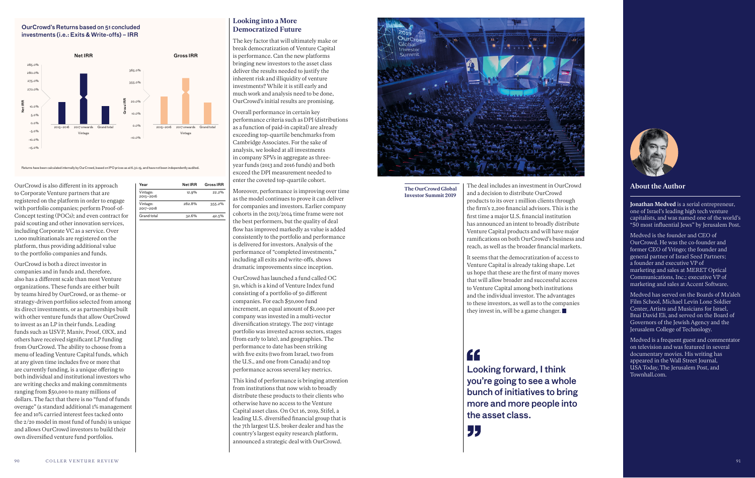OurCrowd's Returns based on 51 concluded investments (i.e.: Exits & Write-offs) – IRR

Returns have been calculated internally by OurCrowd, based on IPO prices as at 6.30.19, and have not been independently audited.

OurCrowd is also different in its approach to Corporate Venture partners that are registered on the platform in order to engage with portfolio companies; perform Proof-of-Concept testing (POCs); and even contract for paid scouting and other innovation services, including Corporate VC as a service. Over 1,000 multinationals are registered on the platform, thus providing additional value to the portfolio companies and funds.

| Year | Net IRR | Gross IRR |
|---|---|---|
| Vintage: 2015–2016 | 12.9% | 22.2% |
| Vintage: 2017–2018 | 282.8% | 355.2% |
| Grand total | 32.6% | 42.5% |

OurCrowd is both a direct investor in companies and in funds and, therefore, also has a different scale than most Venture organizations. These funds are either built by teams hired by OurCrowd, or as theme- or strategy-driven portfolios selected from among its direct investments, or as partnerships built with other venture funds that allow OurCrowd to invest as an LP in their funds. Leading funds such as USVP, Maniv, Proof, OXX, and others have received significant LP funding from OurCrowd. The ability to choose from a menu of leading Venture Capital funds, which at any given time includes five or more that are currently funding, is a unique offering to both individual and institutional investors who are writing checks and making commitments ranging from $50,000 to many millions of dollars. The fact that there is no "fund of funds overage" (a standard additional 1% management fee and 10% carried interest fees tacked onto the 2/20 model in most fund of funds) is unique and allows OurCrowd investors to build their own diversified venture fund portfolios.

## Looking into a More Democratized Future

The key factor that will ultimately make or break democratization of Venture Capital is performance. Can the new platforms bringing new investors to the asset class deliver the results needed to justify the inherent risk and illiquidity of venture investments? While it is still early and much work and analysis need to be done, OurCrowd's initial results are promising.

Overall performance in certain key performance criteria such as DPI (distributions as a function of paid-in capital) are already exceeding top-quartile benchmarks from Cambridge Associates. For the sake of analysis, we looked at all investments in company SPVs in aggregate as three-year funds (2013 and 2016 funds) and both exceed the DPI measurement needed to enter the coveted top-quartile cohort.

Moreover, performance is improving over time as the model continues to prove it can deliver for companies and investors. Earlier company cohorts in the 2013/2014 time frame were not the best performers, but the quality of deal flow has improved markedly as value is added consistently to the portfolio and performance is delivered for investors. Analysis of the performance of "completed investments," including all exits and write-offs, shows dramatic improvements since inception.

OurCrowd has launched a fund called OC 50, which is a kind of Venture Index fund consisting of a portfolio of 50 different companies. For each $50,000 fund increment, an equal amount of $1,000 per company was invested in a multi-vector diversification strategy. The 2017 vintage portfolio was invested across sectors, stages (from early to late), and geographies. The performance to date has been striking with five exits (two from Israel, two from the U.S., and one from Canada) and top performance across several key metrics.

This kind of performance is bringing attention from institutions that now wish to broadly distribute these products to their clients who otherwise have no access to the Venture Capital asset class. On Oct 16, 2019, Stifel, a leading U.S. diversified financial group that is the 7th largest U.S. broker dealer and has the country's largest equity research platform, announced a strategic deal with OurCrowd.

**The OurCrowd Global Investor Summit 2019**

The deal includes an investment in OurCrowd and a decision to distribute OurCrowd products to its over 1 million clients through the firm's 2,200 financial advisors. This is the first time a major U.S. financial institution has announced an intent to broadly distribute Venture Capital products and will have major ramifications on both OurCrowd's business and reach, as well as the broader financial markets.

It seems that the democratization of access to Venture Capital is already taking shape. Let us hope that these are the first of many moves that will allow broader and successful access to Venture Capital among both institutions and the individual investor. The advantages to these investors, as well as to the companies they invest in, will be a game changer.

> Looking forward, I think you're going to see a whole bunch of initiatives to bring more and more people into the asset class.

## About the Author

**Jonathan Medved** is a serial entrepreneur, one of Israel's leading high tech venture capitalists, and was named one of the world's "50 most influential Jews" by Jerusalem Post.

Medved is the founder and CEO of OurCrowd. He was the co-founder and former CEO of Vringo; the founder and general partner of Israel Seed Partners; a founder and executive VP of marketing and sales at MERET Optical Communications, Inc.; executive VP of marketing and sales at Accent Software.

Medved has served on the Boards of Ma'aleh Film School, Michael Levin Lone Soldier Center, Artists and Musicians for Israel, Bnai David Eli, and served on the Board of Governors of the Jewish Agency and the Jerusalem College of Technology.

Medved is a frequent guest and commentator on television and was featured in several documentary movies. His writing has appeared in the Wall Street Journal, USA Today, The Jerusalem Post, and Townhall.com.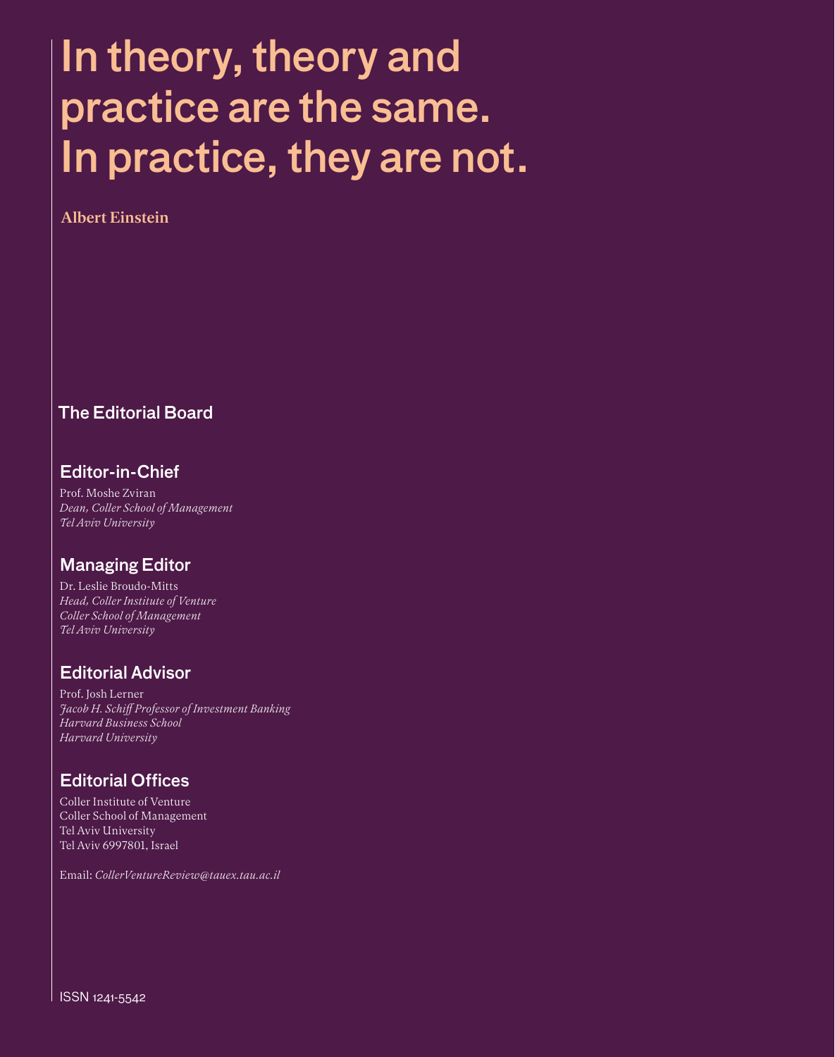# In theory, theory and practice are the same. In practice, they are not.

**Albert Einstein**

## The Editorial Board

### Editor-in-Chief

Prof. Moshe Zviran
*Dean, Coller School of Management*
*Tel Aviv University*

### Managing Editor

Dr. Leslie Broudo-Mitts
*Head, Coller Institute of Venture*
*Coller School of Management*
*Tel Aviv University*

### Editorial Advisor

Prof. Josh Lerner
*Jacob H. Schiff Professor of Investment Banking*
*Harvard Business School*
*Harvard University*

### Editorial Offices

Coller Institute of Venture
Coller School of Management
Tel Aviv University
Tel Aviv 6997801, Israel

Email: *CollerVentureReview@tauex.tau.ac.il*

ISSN 1241-5542